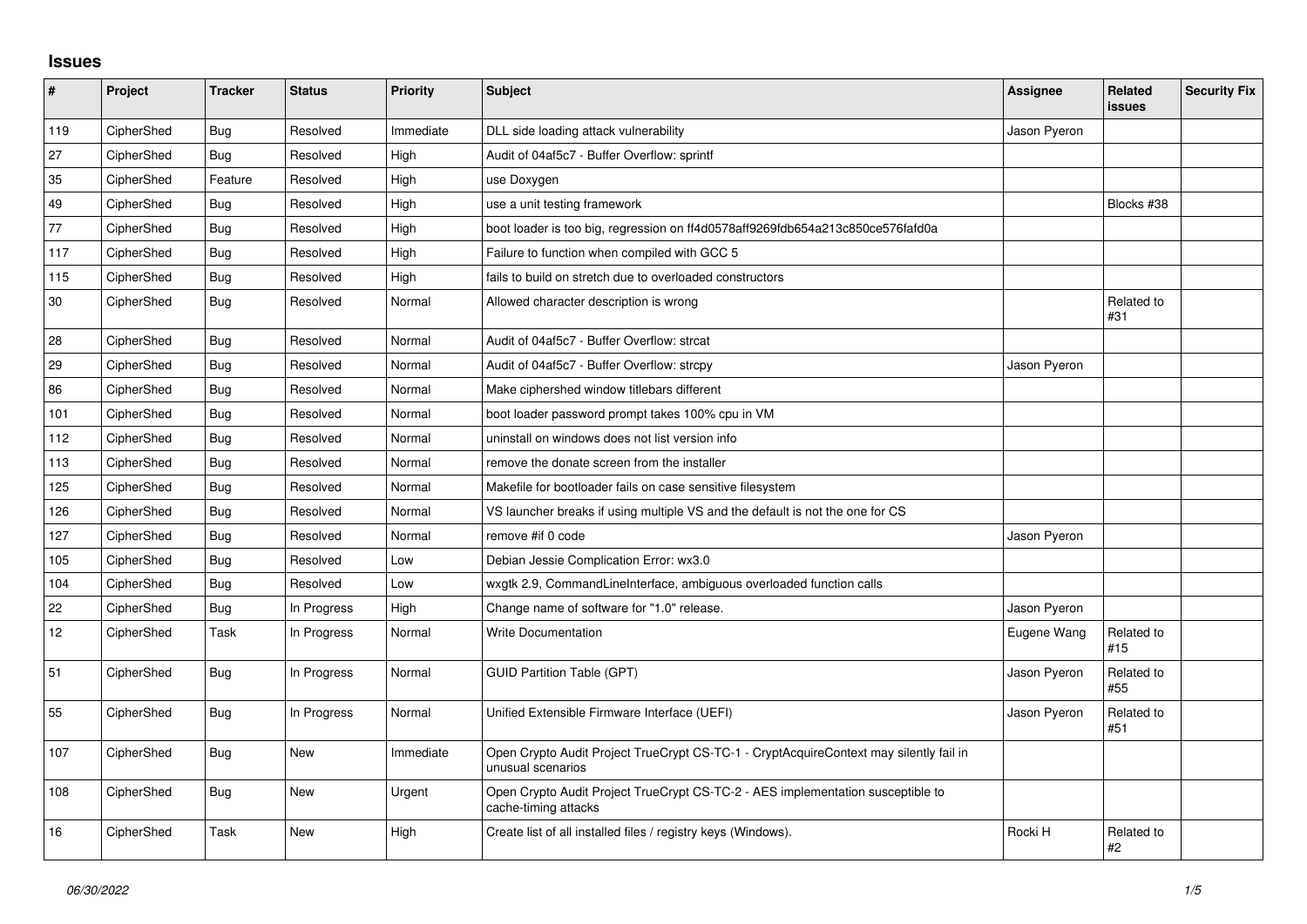## Issues

| # | Project | Tracker | Status | Priority | Subject | Assignee | Related issues | Security Fix |
|---|---|---|---|---|---|---|---|---|
| 119 | CipherShed | Bug | Resolved | Immediate | DLL side loading attack vulnerability | Jason Pyeron | | |
| 27 | CipherShed | Bug | Resolved | High | Audit of 04af5c7 - Buffer Overflow: sprintf | | | |
| 35 | CipherShed | Feature | Resolved | High | use Doxygen | | | |
| 49 | CipherShed | Bug | Resolved | High | use a unit testing framework | | Blocks #38 | |
| 77 | CipherShed | Bug | Resolved | High | boot loader is too big, regression on ff4d0578aff9269fdb654a213c850ce576fafd0a | | | |
| 117 | CipherShed | Bug | Resolved | High | Failure to function when compiled with GCC 5 | | | |
| 115 | CipherShed | Bug | Resolved | High | fails to build on stretch due to overloaded constructors | | | |
| 30 | CipherShed | Bug | Resolved | Normal | Allowed character description is wrong | | Related to #31 | |
| 28 | CipherShed | Bug | Resolved | Normal | Audit of 04af5c7 - Buffer Overflow: strcat | | | |
| 29 | CipherShed | Bug | Resolved | Normal | Audit of 04af5c7 - Buffer Overflow: strcpy | Jason Pyeron | | |
| 86 | CipherShed | Bug | Resolved | Normal | Make ciphershed window titlebars different | | | |
| 101 | CipherShed | Bug | Resolved | Normal | boot loader password prompt takes 100% cpu in VM | | | |
| 112 | CipherShed | Bug | Resolved | Normal | uninstall on windows does not list version info | | | |
| 113 | CipherShed | Bug | Resolved | Normal | remove the donate screen from the installer | | | |
| 125 | CipherShed | Bug | Resolved | Normal | Makefile for bootloader fails on case sensitive filesystem | | | |
| 126 | CipherShed | Bug | Resolved | Normal | VS launcher breaks if using multiple VS and the default is not the one for CS | | | |
| 127 | CipherShed | Bug | Resolved | Normal | remove #if 0 code | Jason Pyeron | | |
| 105 | CipherShed | Bug | Resolved | Low | Debian Jessie Complication Error: wx3.0 | | | |
| 104 | CipherShed | Bug | Resolved | Low | wxgtk 2.9, CommandLineInterface, ambiguous overloaded function calls | | | |
| 22 | CipherShed | Bug | In Progress | High | Change name of software for "1.0" release. | Jason Pyeron | | |
| 12 | CipherShed | Task | In Progress | Normal | Write Documentation | Eugene Wang | Related to #15 | |
| 51 | CipherShed | Bug | In Progress | Normal | GUID Partition Table (GPT) | Jason Pyeron | Related to #55 | |
| 55 | CipherShed | Bug | In Progress | Normal | Unified Extensible Firmware Interface (UEFI) | Jason Pyeron | Related to #51 | |
| 107 | CipherShed | Bug | New | Immediate | Open Crypto Audit Project TrueCrypt CS-TC-1 - CryptAcquireContext may silently fail in unusual scenarios | | | |
| 108 | CipherShed | Bug | New | Urgent | Open Crypto Audit Project TrueCrypt CS-TC-2 - AES implementation susceptible to cache-timing attacks | | | |
| 16 | CipherShed | Task | New | High | Create list of all installed files / registry keys (Windows). | Rocki H | Related to #2 | |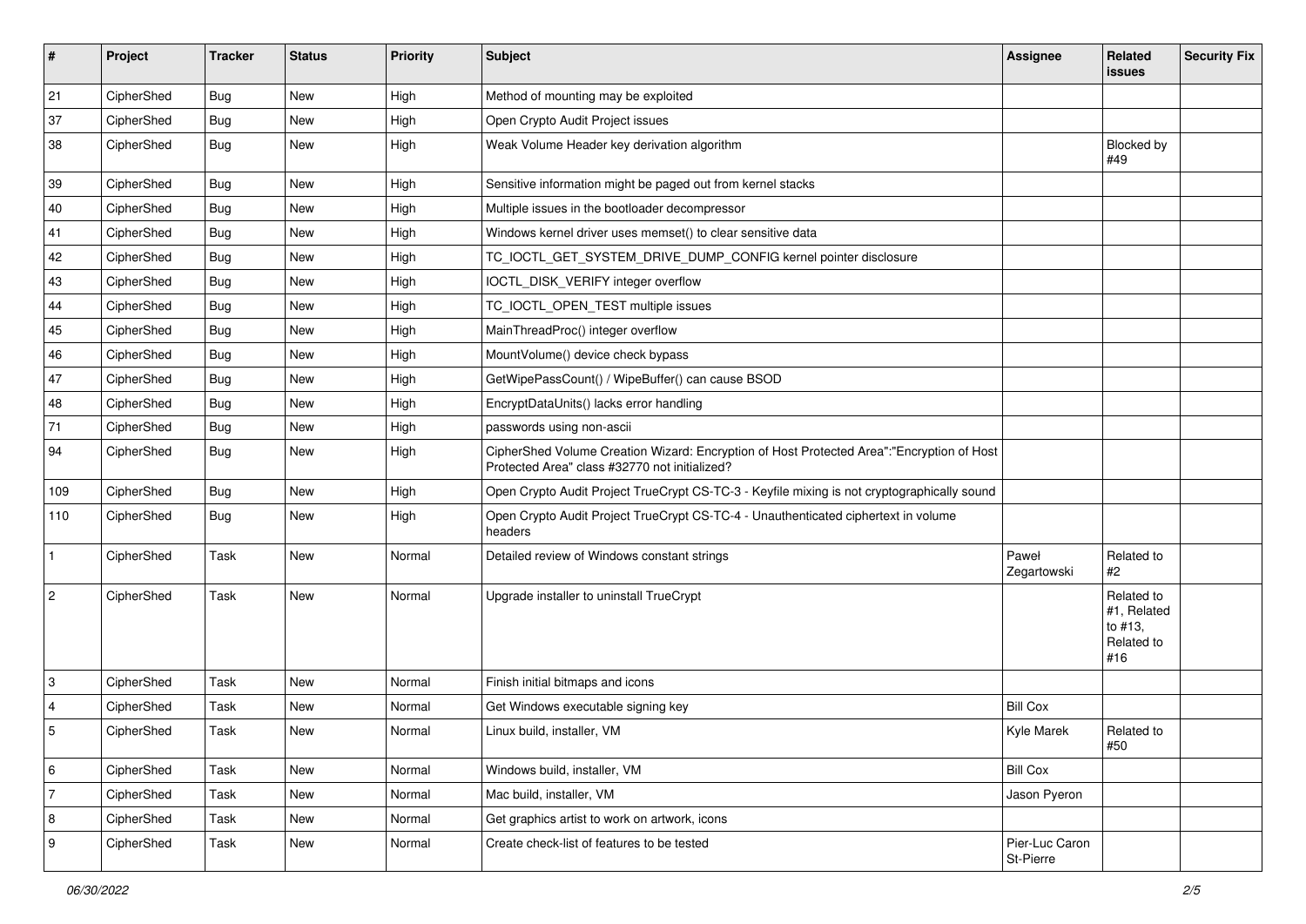| # | Project | Tracker | Status | Priority | Subject | Assignee | Related issues | Security Fix |
|---|---|---|---|---|---|---|---|---|
| 21 | CipherShed | Bug | New | High | Method of mounting may be exploited | | | |
| 37 | CipherShed | Bug | New | High | Open Crypto Audit Project issues | | | |
| 38 | CipherShed | Bug | New | High | Weak Volume Header key derivation algorithm | | Blocked by #49 | |
| 39 | CipherShed | Bug | New | High | Sensitive information might be paged out from kernel stacks | | | |
| 40 | CipherShed | Bug | New | High | Multiple issues in the bootloader decompressor | | | |
| 41 | CipherShed | Bug | New | High | Windows kernel driver uses memset() to clear sensitive data | | | |
| 42 | CipherShed | Bug | New | High | TC_IOCTL_GET_SYSTEM_DRIVE_DUMP_CONFIG kernel pointer disclosure | | | |
| 43 | CipherShed | Bug | New | High | IOCTL_DISK_VERIFY integer overflow | | | |
| 44 | CipherShed | Bug | New | High | TC_IOCTL_OPEN_TEST multiple issues | | | |
| 45 | CipherShed | Bug | New | High | MainThreadProc() integer overflow | | | |
| 46 | CipherShed | Bug | New | High | MountVolume() device check bypass | | | |
| 47 | CipherShed | Bug | New | High | GetWipePassCount() / WipeBuffer() can cause BSOD | | | |
| 48 | CipherShed | Bug | New | High | EncryptDataUnits() lacks error handling | | | |
| 71 | CipherShed | Bug | New | High | passwords using non-ascii | | | |
| 94 | CipherShed | Bug | New | High | CipherShed Volume Creation Wizard: Encryption of Host Protected Area":"Encryption of Host Protected Area" class #32770 not initialized? | | | |
| 109 | CipherShed | Bug | New | High | Open Crypto Audit Project TrueCrypt CS-TC-3 - Keyfile mixing is not cryptographically sound | | | |
| 110 | CipherShed | Bug | New | High | Open Crypto Audit Project TrueCrypt CS-TC-4 - Unauthenticated ciphertext in volume headers | | | |
| 1 | CipherShed | Task | New | Normal | Detailed review of Windows constant strings | Paweł Zegartowski | Related to #2 | |
| 2 | CipherShed | Task | New | Normal | Upgrade installer to uninstall TrueCrypt | | Related to #1, Related to #13, Related to #16 | |
| 3 | CipherShed | Task | New | Normal | Finish initial bitmaps and icons | | | |
| 4 | CipherShed | Task | New | Normal | Get Windows executable signing key | Bill Cox | | |
| 5 | CipherShed | Task | New | Normal | Linux build, installer, VM | Kyle Marek | Related to #50 | |
| 6 | CipherShed | Task | New | Normal | Windows build, installer, VM | Bill Cox | | |
| 7 | CipherShed | Task | New | Normal | Mac build, installer, VM | Jason Pyeron | | |
| 8 | CipherShed | Task | New | Normal | Get graphics artist to work on artwork, icons | | | |
| 9 | CipherShed | Task | New | Normal | Create check-list of features to be tested | Pier-Luc Caron St-Pierre | | |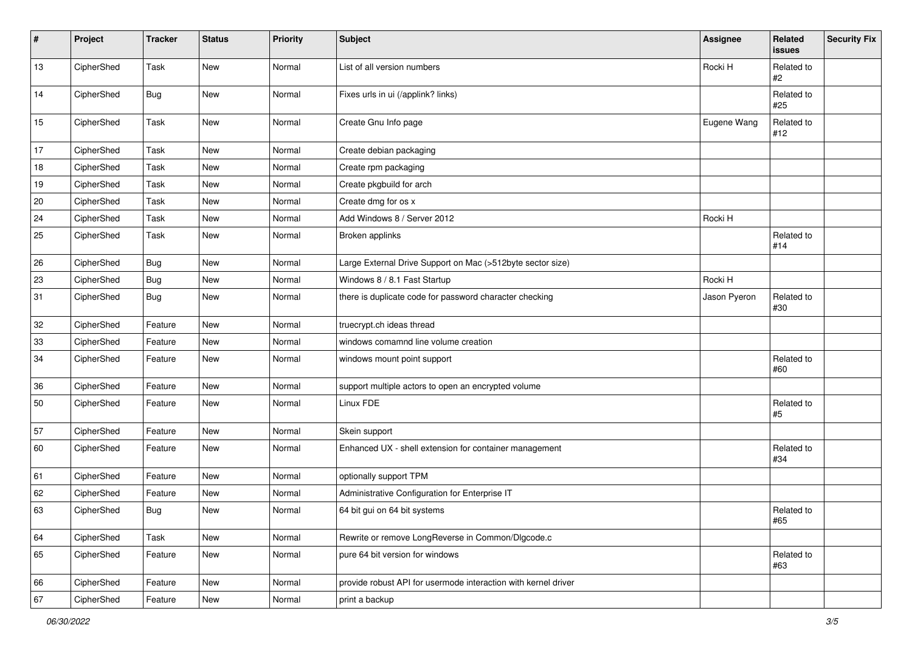| # | Project | Tracker | Status | Priority | Subject | Assignee | Related issues | Security Fix |
|---|---|---|---|---|---|---|---|---|
| 13 | CipherShed | Task | New | Normal | List of all version numbers | Rocki H | Related to #2 | |
| 14 | CipherShed | Bug | New | Normal | Fixes urls in ui (/applink? links) | | Related to #25 | |
| 15 | CipherShed | Task | New | Normal | Create Gnu Info page | Eugene Wang | Related to #12 | |
| 17 | CipherShed | Task | New | Normal | Create debian packaging | | | |
| 18 | CipherShed | Task | New | Normal | Create rpm packaging | | | |
| 19 | CipherShed | Task | New | Normal | Create pkgbuild for arch | | | |
| 20 | CipherShed | Task | New | Normal | Create dmg for os x | | | |
| 24 | CipherShed | Task | New | Normal | Add Windows 8 / Server 2012 | Rocki H | | |
| 25 | CipherShed | Task | New | Normal | Broken applinks | | Related to #14 | |
| 26 | CipherShed | Bug | New | Normal | Large External Drive Support on Mac (>512byte sector size) | | | |
| 23 | CipherShed | Bug | New | Normal | Windows 8 / 8.1 Fast Startup | Rocki H | | |
| 31 | CipherShed | Bug | New | Normal | there is duplicate code for password character checking | Jason Pyeron | Related to #30 | |
| 32 | CipherShed | Feature | New | Normal | truecrypt.ch ideas thread | | | |
| 33 | CipherShed | Feature | New | Normal | windows comamnd line volume creation | | | |
| 34 | CipherShed | Feature | New | Normal | windows mount point support | | Related to #60 | |
| 36 | CipherShed | Feature | New | Normal | support multiple actors to open an encrypted volume | | | |
| 50 | CipherShed | Feature | New | Normal | Linux FDE | | Related to #5 | |
| 57 | CipherShed | Feature | New | Normal | Skein support | | | |
| 60 | CipherShed | Feature | New | Normal | Enhanced UX - shell extension for container management | | Related to #34 | |
| 61 | CipherShed | Feature | New | Normal | optionally support TPM | | | |
| 62 | CipherShed | Feature | New | Normal | Administrative Configuration for Enterprise IT | | | |
| 63 | CipherShed | Bug | New | Normal | 64 bit gui on 64 bit systems | | Related to #65 | |
| 64 | CipherShed | Task | New | Normal | Rewrite or remove LongReverse in Common/Dlgcode.c | | | |
| 65 | CipherShed | Feature | New | Normal | pure 64 bit version for windows | | Related to #63 | |
| 66 | CipherShed | Feature | New | Normal | provide robust API for usermode interaction with kernel driver | | | |
| 67 | CipherShed | Feature | New | Normal | print a backup | | | |

*06/30/2022*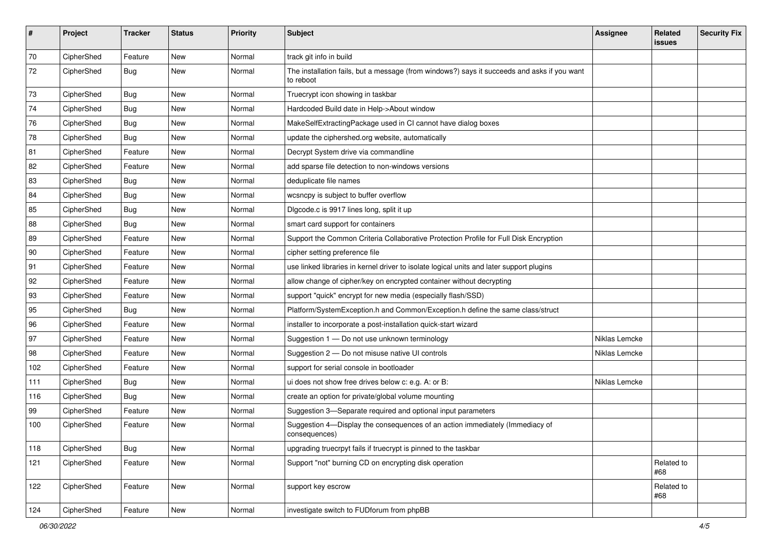| # | Project | Tracker | Status | Priority | Subject | Assignee | Related issues | Security Fix |
|---|---|---|---|---|---|---|---|---|
| 70 | CipherShed | Feature | New | Normal | track git info in build | | | |
| 72 | CipherShed | Bug | New | Normal | The installation fails, but a message (from windows?) says it succeeds and asks if you want to reboot | | | |
| 73 | CipherShed | Bug | New | Normal | Truecrypt icon showing in taskbar | | | |
| 74 | CipherShed | Bug | New | Normal | Hardcoded Build date in Help->About window | | | |
| 76 | CipherShed | Bug | New | Normal | MakeSelfExtractingPackage used in CI cannot have dialog boxes | | | |
| 78 | CipherShed | Bug | New | Normal | update the ciphershed.org website, automatically | | | |
| 81 | CipherShed | Feature | New | Normal | Decrypt System drive via commandline | | | |
| 82 | CipherShed | Feature | New | Normal | add sparse file detection to non-windows versions | | | |
| 83 | CipherShed | Bug | New | Normal | deduplicate file names | | | |
| 84 | CipherShed | Bug | New | Normal | wcsncpy is subject to buffer overflow | | | |
| 85 | CipherShed | Bug | New | Normal | Dlgcode.c is 9917 lines long, split it up | | | |
| 88 | CipherShed | Bug | New | Normal | smart card support for containers | | | |
| 89 | CipherShed | Feature | New | Normal | Support the Common Criteria Collaborative Protection Profile for Full Disk Encryption | | | |
| 90 | CipherShed | Feature | New | Normal | cipher setting preference file | | | |
| 91 | CipherShed | Feature | New | Normal | use linked libraries in kernel driver to isolate logical units and later support plugins | | | |
| 92 | CipherShed | Feature | New | Normal | allow change of cipher/key on encrypted container without decrypting | | | |
| 93 | CipherShed | Feature | New | Normal | support "quick" encrypt for new media (especially flash/SSD) | | | |
| 95 | CipherShed | Bug | New | Normal | Platform/SystemException.h and Common/Exception.h define the same class/struct | | | |
| 96 | CipherShed | Feature | New | Normal | installer to incorporate a post-installation quick-start wizard | | | |
| 97 | CipherShed | Feature | New | Normal | Suggestion 1 — Do not use unknown terminology | Niklas Lemcke | | |
| 98 | CipherShed | Feature | New | Normal | Suggestion 2 — Do not misuse native UI controls | Niklas Lemcke | | |
| 102 | CipherShed | Feature | New | Normal | support for serial console in bootloader | | | |
| 111 | CipherShed | Bug | New | Normal | ui does not show free drives below c: e.g. A: or B: | Niklas Lemcke | | |
| 116 | CipherShed | Bug | New | Normal | create an option for private/global volume mounting | | | |
| 99 | CipherShed | Feature | New | Normal | Suggestion 3—Separate required and optional input parameters | | | |
| 100 | CipherShed | Feature | New | Normal | Suggestion 4—Display the consequences of an action immediately (Immediacy of consequences) | | | |
| 118 | CipherShed | Bug | New | Normal | upgrading truecrpyt fails if truecrypt is pinned to the taskbar | | | |
| 121 | CipherShed | Feature | New | Normal | Support "not" burning CD on encrypting disk operation | | Related to #68 | |
| 122 | CipherShed | Feature | New | Normal | support key escrow | | Related to #68 | |
| 124 | CipherShed | Feature | New | Normal | investigate switch to FUDforum from phpBB | | | |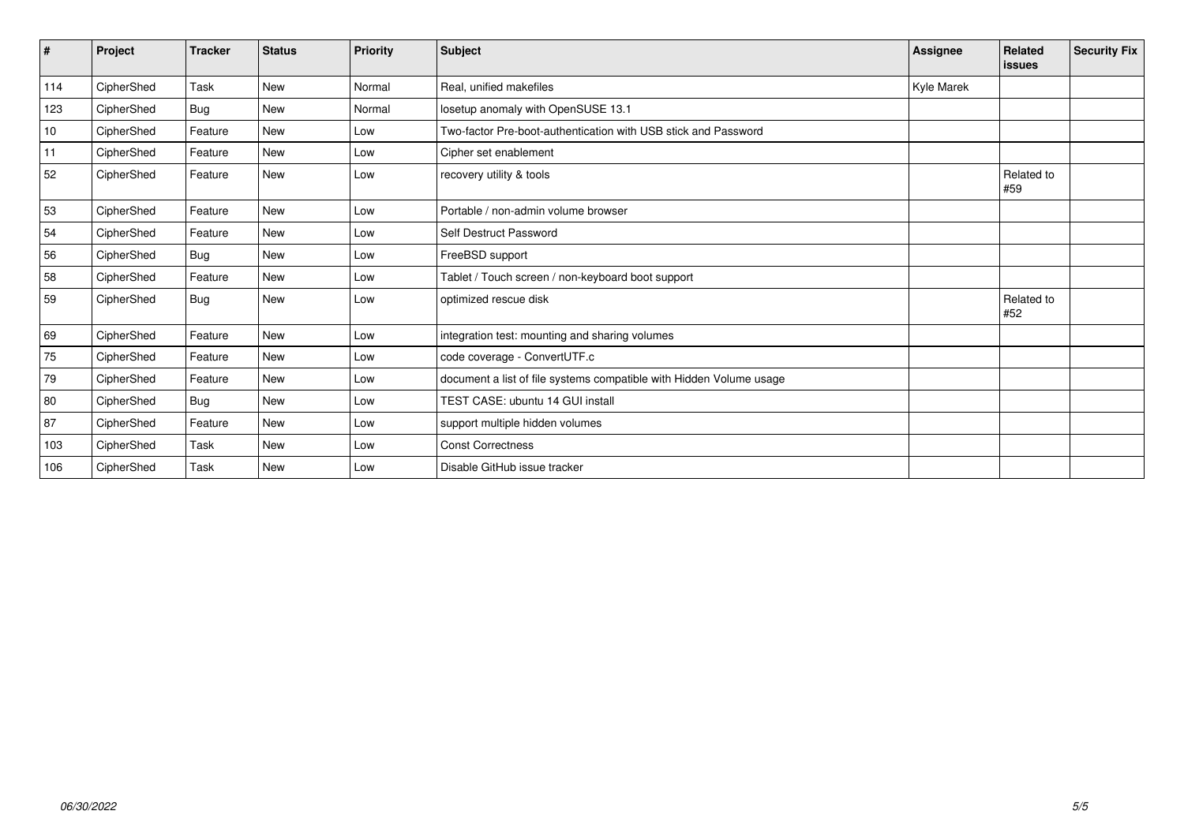| # | Project | Tracker | Status | Priority | Subject | Assignee | Related issues | Security Fix |
|---|---|---|---|---|---|---|---|---|
| 114 | CipherShed | Task | New | Normal | Real, unified makefiles | Kyle Marek | | |
| 123 | CipherShed | Bug | New | Normal | losetup anomaly with OpenSUSE 13.1 | | | |
| 10 | CipherShed | Feature | New | Low | Two-factor Pre-boot-authentication with USB stick and Password | | | |
| 11 | CipherShed | Feature | New | Low | Cipher set enablement | | | |
| 52 | CipherShed | Feature | New | Low | recovery utility & tools | | Related to #59 | |
| 53 | CipherShed | Feature | New | Low | Portable / non-admin volume browser | | | |
| 54 | CipherShed | Feature | New | Low | Self Destruct Password | | | |
| 56 | CipherShed | Bug | New | Low | FreeBSD support | | | |
| 58 | CipherShed | Feature | New | Low | Tablet / Touch screen / non-keyboard boot support | | | |
| 59 | CipherShed | Bug | New | Low | optimized rescue disk | | Related to #52 | |
| 69 | CipherShed | Feature | New | Low | integration test: mounting and sharing volumes | | | |
| 75 | CipherShed | Feature | New | Low | code coverage - ConvertUTF.c | | | |
| 79 | CipherShed | Feature | New | Low | document a list of file systems compatible with Hidden Volume usage | | | |
| 80 | CipherShed | Bug | New | Low | TEST CASE: ubuntu 14 GUI install | | | |
| 87 | CipherShed | Feature | New | Low | support multiple hidden volumes | | | |
| 103 | CipherShed | Task | New | Low | Const Correctness | | | |
| 106 | CipherShed | Task | New | Low | Disable GitHub issue tracker | | | |